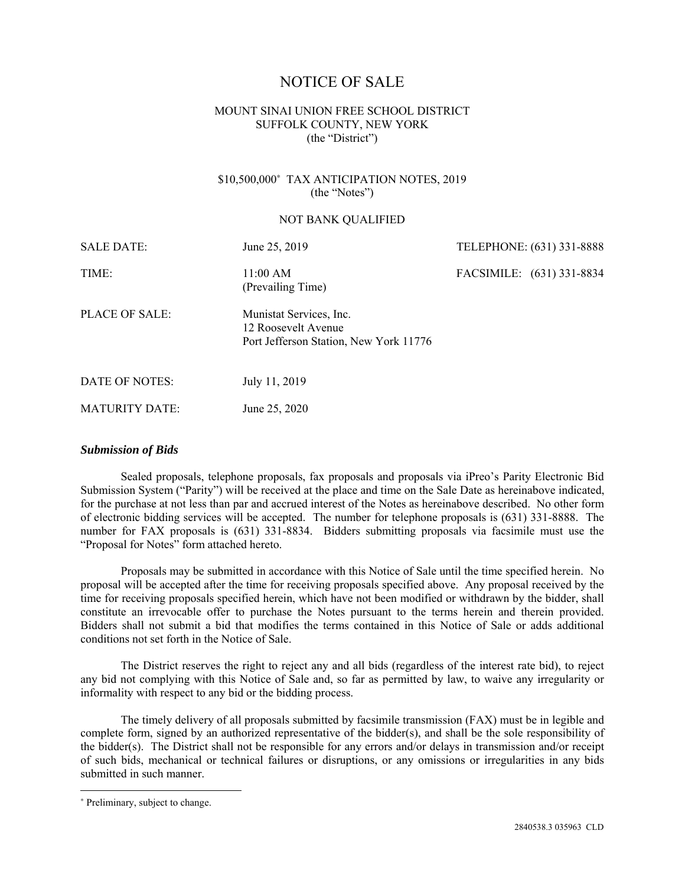# NOTICE OF SALE

MOUNT SINAI UNION FREE SCHOOL DISTRICT
SUFFOLK COUNTY, NEW YORK
(the "District")

$10,500,000* TAX ANTICIPATION NOTES, 2019
(the "Notes")

NOT BANK QUALIFIED

| | | |
|---|---|---|
| SALE DATE: | June 25, 2019 | TELEPHONE: (631) 331-8888 |
| TIME: | 11:00 AM (Prevailing Time) | FACSIMILE: (631) 331-8834 |
| PLACE OF SALE: | Munistat Services, Inc. 12 Roosevelt Avenue Port Jefferson Station, New York 11776 | |
| DATE OF NOTES: | July 11, 2019 | |
| MATURITY DATE: | June 25, 2020 | |

### *Submission of Bids*

Sealed proposals, telephone proposals, fax proposals and proposals via iPreo's Parity Electronic Bid Submission System ("Parity") will be received at the place and time on the Sale Date as hereinabove indicated, for the purchase at not less than par and accrued interest of the Notes as hereinabove described. No other form of electronic bidding services will be accepted. The number for telephone proposals is (631) 331-8888. The number for FAX proposals is (631) 331-8834. Bidders submitting proposals via facsimile must use the "Proposal for Notes" form attached hereto.

Proposals may be submitted in accordance with this Notice of Sale until the time specified herein. No proposal will be accepted after the time for receiving proposals specified above. Any proposal received by the time for receiving proposals specified herein, which have not been modified or withdrawn by the bidder, shall constitute an irrevocable offer to purchase the Notes pursuant to the terms herein and therein provided. Bidders shall not submit a bid that modifies the terms contained in this Notice of Sale or adds additional conditions not set forth in the Notice of Sale.

The District reserves the right to reject any and all bids (regardless of the interest rate bid), to reject any bid not complying with this Notice of Sale and, so far as permitted by law, to waive any irregularity or informality with respect to any bid or the bidding process.

The timely delivery of all proposals submitted by facsimile transmission (FAX) must be in legible and complete form, signed by an authorized representative of the bidder(s), and shall be the sole responsibility of the bidder(s). The District shall not be responsible for any errors and/or delays in transmission and/or receipt of such bids, mechanical or technical failures or disruptions, or any omissions or irregularities in any bids submitted in such manner.

* Preliminary, subject to change.

2840538.3 035963 CLD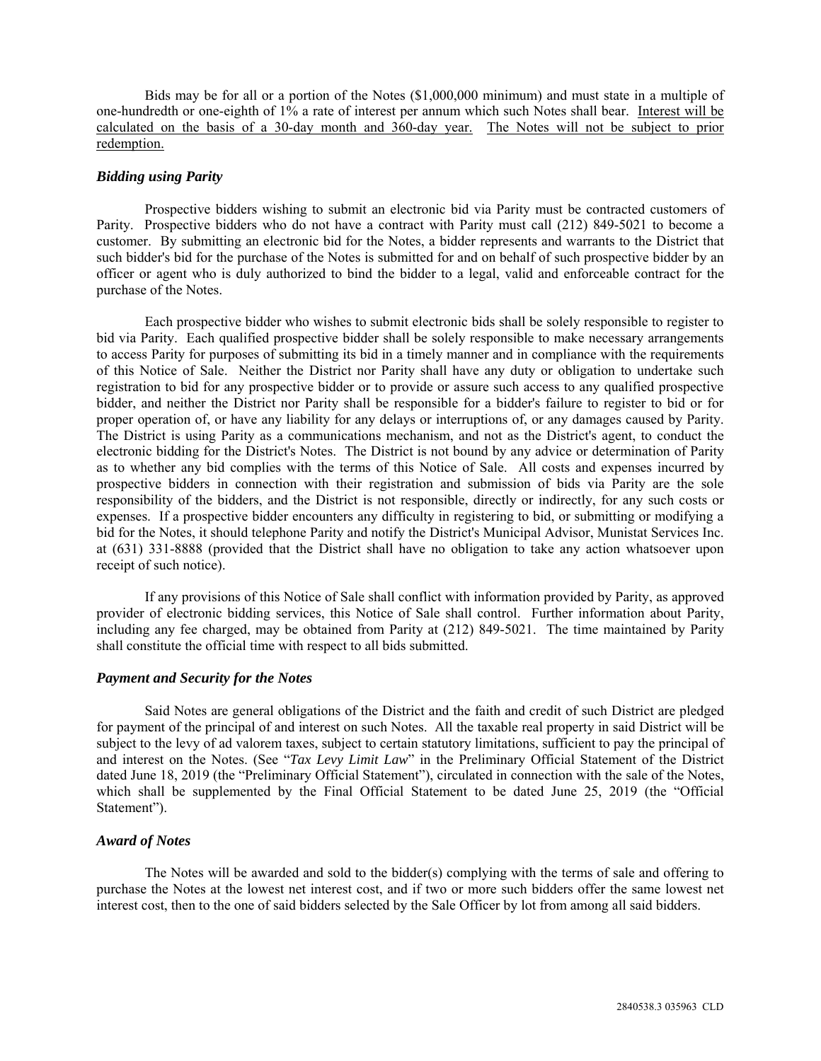Bids may be for all or a portion of the Notes ($1,000,000 minimum) and must state in a multiple of one-hundredth or one-eighth of 1% a rate of interest per annum which such Notes shall bear. Interest will be calculated on the basis of a 30-day month and 360-day year. The Notes will not be subject to prior redemption.

### *Bidding using Parity*

Prospective bidders wishing to submit an electronic bid via Parity must be contracted customers of Parity. Prospective bidders who do not have a contract with Parity must call (212) 849-5021 to become a customer. By submitting an electronic bid for the Notes, a bidder represents and warrants to the District that such bidder's bid for the purchase of the Notes is submitted for and on behalf of such prospective bidder by an officer or agent who is duly authorized to bind the bidder to a legal, valid and enforceable contract for the purchase of the Notes.

Each prospective bidder who wishes to submit electronic bids shall be solely responsible to register to bid via Parity. Each qualified prospective bidder shall be solely responsible to make necessary arrangements to access Parity for purposes of submitting its bid in a timely manner and in compliance with the requirements of this Notice of Sale. Neither the District nor Parity shall have any duty or obligation to undertake such registration to bid for any prospective bidder or to provide or assure such access to any qualified prospective bidder, and neither the District nor Parity shall be responsible for a bidder's failure to register to bid or for proper operation of, or have any liability for any delays or interruptions of, or any damages caused by Parity. The District is using Parity as a communications mechanism, and not as the District's agent, to conduct the electronic bidding for the District's Notes. The District is not bound by any advice or determination of Parity as to whether any bid complies with the terms of this Notice of Sale. All costs and expenses incurred by prospective bidders in connection with their registration and submission of bids via Parity are the sole responsibility of the bidders, and the District is not responsible, directly or indirectly, for any such costs or expenses. If a prospective bidder encounters any difficulty in registering to bid, or submitting or modifying a bid for the Notes, it should telephone Parity and notify the District's Municipal Advisor, Munistat Services Inc. at (631) 331-8888 (provided that the District shall have no obligation to take any action whatsoever upon receipt of such notice).

If any provisions of this Notice of Sale shall conflict with information provided by Parity, as approved provider of electronic bidding services, this Notice of Sale shall control. Further information about Parity, including any fee charged, may be obtained from Parity at (212) 849-5021. The time maintained by Parity shall constitute the official time with respect to all bids submitted.

### *Payment and Security for the Notes*

Said Notes are general obligations of the District and the faith and credit of such District are pledged for payment of the principal of and interest on such Notes. All the taxable real property in said District will be subject to the levy of ad valorem taxes, subject to certain statutory limitations, sufficient to pay the principal of and interest on the Notes. (See "*Tax Levy Limit Law*" in the Preliminary Official Statement of the District dated June 18, 2019 (the "Preliminary Official Statement"), circulated in connection with the sale of the Notes, which shall be supplemented by the Final Official Statement to be dated June 25, 2019 (the "Official Statement").

### *Award of Notes*

The Notes will be awarded and sold to the bidder(s) complying with the terms of sale and offering to purchase the Notes at the lowest net interest cost, and if two or more such bidders offer the same lowest net interest cost, then to the one of said bidders selected by the Sale Officer by lot from among all said bidders.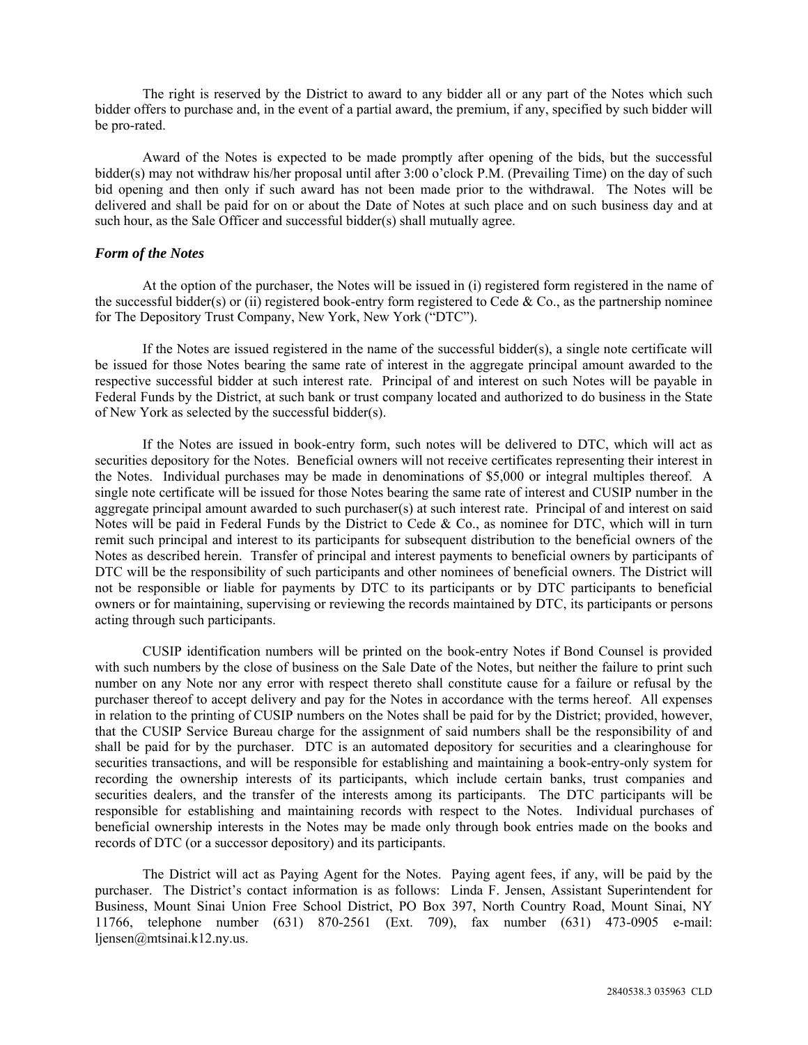The right is reserved by the District to award to any bidder all or any part of the Notes which such bidder offers to purchase and, in the event of a partial award, the premium, if any, specified by such bidder will be pro-rated.

Award of the Notes is expected to be made promptly after opening of the bids, but the successful bidder(s) may not withdraw his/her proposal until after 3:00 o'clock P.M. (Prevailing Time) on the day of such bid opening and then only if such award has not been made prior to the withdrawal. The Notes will be delivered and shall be paid for on or about the Date of Notes at such place and on such business day and at such hour, as the Sale Officer and successful bidder(s) shall mutually agree.

### *Form of the Notes*

At the option of the purchaser, the Notes will be issued in (i) registered form registered in the name of the successful bidder(s) or (ii) registered book-entry form registered to Cede & Co., as the partnership nominee for The Depository Trust Company, New York, New York ("DTC").

If the Notes are issued registered in the name of the successful bidder(s), a single note certificate will be issued for those Notes bearing the same rate of interest in the aggregate principal amount awarded to the respective successful bidder at such interest rate. Principal of and interest on such Notes will be payable in Federal Funds by the District, at such bank or trust company located and authorized to do business in the State of New York as selected by the successful bidder(s).

If the Notes are issued in book-entry form, such notes will be delivered to DTC, which will act as securities depository for the Notes. Beneficial owners will not receive certificates representing their interest in the Notes. Individual purchases may be made in denominations of $5,000 or integral multiples thereof. A single note certificate will be issued for those Notes bearing the same rate of interest and CUSIP number in the aggregate principal amount awarded to such purchaser(s) at such interest rate. Principal of and interest on said Notes will be paid in Federal Funds by the District to Cede & Co., as nominee for DTC, which will in turn remit such principal and interest to its participants for subsequent distribution to the beneficial owners of the Notes as described herein. Transfer of principal and interest payments to beneficial owners by participants of DTC will be the responsibility of such participants and other nominees of beneficial owners. The District will not be responsible or liable for payments by DTC to its participants or by DTC participants to beneficial owners or for maintaining, supervising or reviewing the records maintained by DTC, its participants or persons acting through such participants.

CUSIP identification numbers will be printed on the book-entry Notes if Bond Counsel is provided with such numbers by the close of business on the Sale Date of the Notes, but neither the failure to print such number on any Note nor any error with respect thereto shall constitute cause for a failure or refusal by the purchaser thereof to accept delivery and pay for the Notes in accordance with the terms hereof. All expenses in relation to the printing of CUSIP numbers on the Notes shall be paid for by the District; provided, however, that the CUSIP Service Bureau charge for the assignment of said numbers shall be the responsibility of and shall be paid for by the purchaser. DTC is an automated depository for securities and a clearinghouse for securities transactions, and will be responsible for establishing and maintaining a book-entry-only system for recording the ownership interests of its participants, which include certain banks, trust companies and securities dealers, and the transfer of the interests among its participants. The DTC participants will be responsible for establishing and maintaining records with respect to the Notes. Individual purchases of beneficial ownership interests in the Notes may be made only through book entries made on the books and records of DTC (or a successor depository) and its participants.

The District will act as Paying Agent for the Notes. Paying agent fees, if any, will be paid by the purchaser. The District's contact information is as follows: Linda F. Jensen, Assistant Superintendent for Business, Mount Sinai Union Free School District, PO Box 397, North Country Road, Mount Sinai, NY 11766, telephone number (631) 870-2561 (Ext. 709), fax number (631) 473-0905 e-mail: ljensen@mtsinai.k12.ny.us.

2840538.3 035963 CLD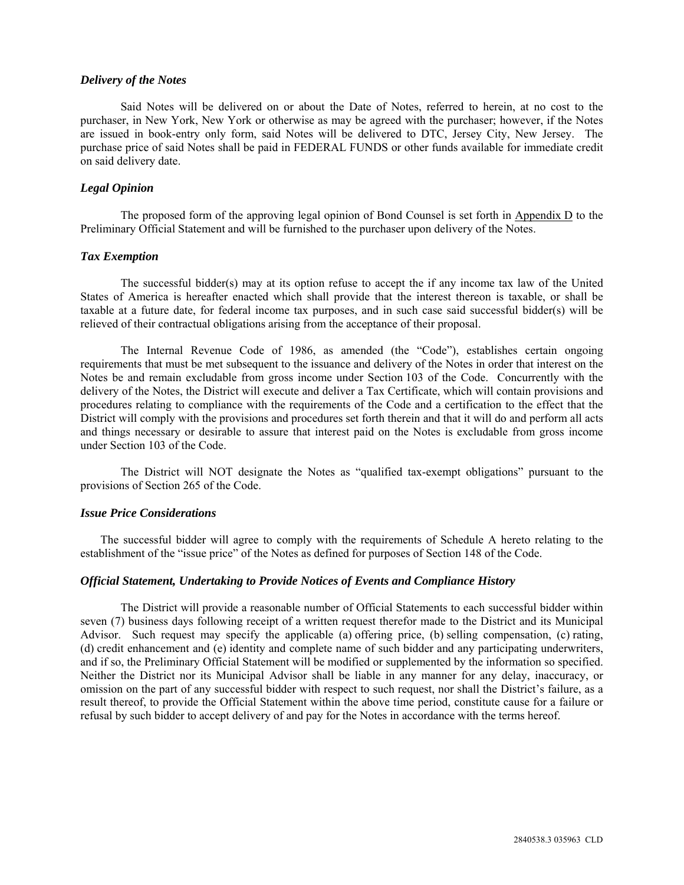### *Delivery of the Notes*

Said Notes will be delivered on or about the Date of Notes, referred to herein, at no cost to the purchaser, in New York, New York or otherwise as may be agreed with the purchaser; however, if the Notes are issued in book-entry only form, said Notes will be delivered to DTC, Jersey City, New Jersey. The purchase price of said Notes shall be paid in FEDERAL FUNDS or other funds available for immediate credit on said delivery date.

### *Legal Opinion*

The proposed form of the approving legal opinion of Bond Counsel is set forth in Appendix D to the Preliminary Official Statement and will be furnished to the purchaser upon delivery of the Notes.

### *Tax Exemption*

The successful bidder(s) may at its option refuse to accept the if any income tax law of the United States of America is hereafter enacted which shall provide that the interest thereon is taxable, or shall be taxable at a future date, for federal income tax purposes, and in such case said successful bidder(s) will be relieved of their contractual obligations arising from the acceptance of their proposal.

The Internal Revenue Code of 1986, as amended (the "Code"), establishes certain ongoing requirements that must be met subsequent to the issuance and delivery of the Notes in order that interest on the Notes be and remain excludable from gross income under Section 103 of the Code. Concurrently with the delivery of the Notes, the District will execute and deliver a Tax Certificate, which will contain provisions and procedures relating to compliance with the requirements of the Code and a certification to the effect that the District will comply with the provisions and procedures set forth therein and that it will do and perform all acts and things necessary or desirable to assure that interest paid on the Notes is excludable from gross income under Section 103 of the Code.

The District will NOT designate the Notes as "qualified tax-exempt obligations" pursuant to the provisions of Section 265 of the Code.

### *Issue Price Considerations*

The successful bidder will agree to comply with the requirements of Schedule A hereto relating to the establishment of the "issue price" of the Notes as defined for purposes of Section 148 of the Code.

### *Official Statement, Undertaking to Provide Notices of Events and Compliance History*

The District will provide a reasonable number of Official Statements to each successful bidder within seven (7) business days following receipt of a written request therefor made to the District and its Municipal Advisor. Such request may specify the applicable (a) offering price, (b) selling compensation, (c) rating, (d) credit enhancement and (e) identity and complete name of such bidder and any participating underwriters, and if so, the Preliminary Official Statement will be modified or supplemented by the information so specified. Neither the District nor its Municipal Advisor shall be liable in any manner for any delay, inaccuracy, or omission on the part of any successful bidder with respect to such request, nor shall the District's failure, as a result thereof, to provide the Official Statement within the above time period, constitute cause for a failure or refusal by such bidder to accept delivery of and pay for the Notes in accordance with the terms hereof.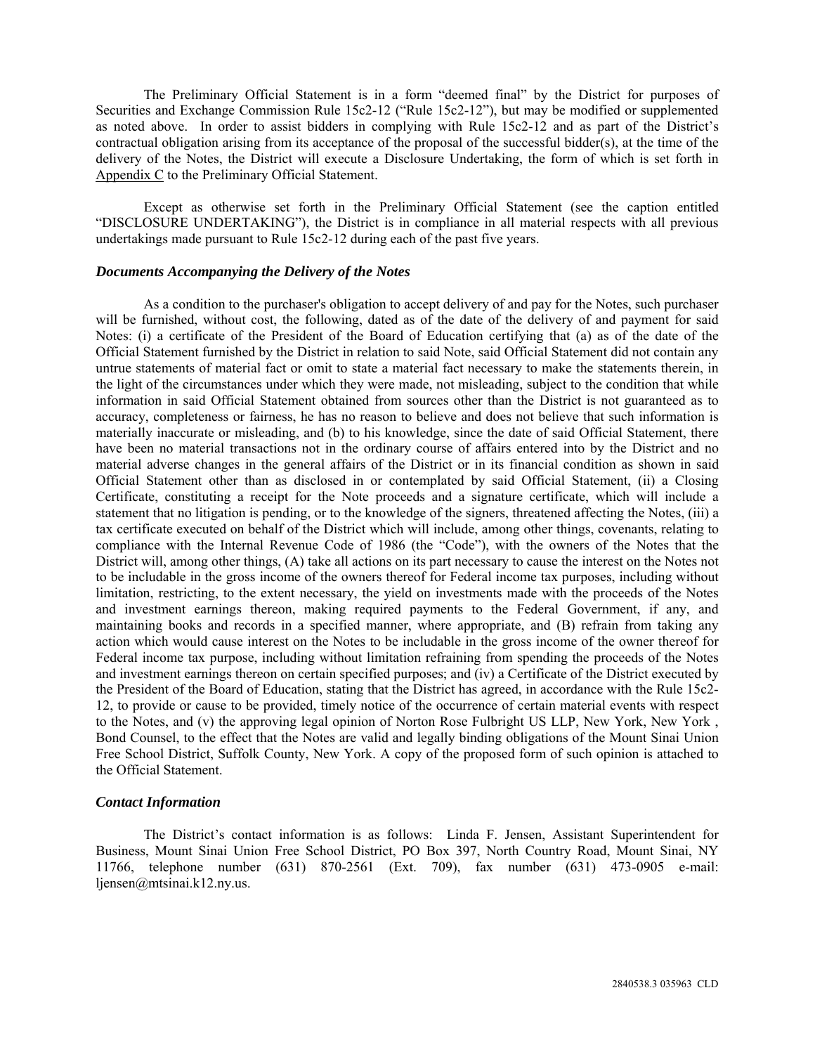The Preliminary Official Statement is in a form "deemed final" by the District for purposes of Securities and Exchange Commission Rule 15c2-12 ("Rule 15c2-12"), but may be modified or supplemented as noted above. In order to assist bidders in complying with Rule 15c2-12 and as part of the District's contractual obligation arising from its acceptance of the proposal of the successful bidder(s), at the time of the delivery of the Notes, the District will execute a Disclosure Undertaking, the form of which is set forth in Appendix C to the Preliminary Official Statement.

Except as otherwise set forth in the Preliminary Official Statement (see the caption entitled "DISCLOSURE UNDERTAKING"), the District is in compliance in all material respects with all previous undertakings made pursuant to Rule 15c2-12 during each of the past five years.

### *Documents Accompanying the Delivery of the Notes*

As a condition to the purchaser's obligation to accept delivery of and pay for the Notes, such purchaser will be furnished, without cost, the following, dated as of the date of the delivery of and payment for said Notes: (i) a certificate of the President of the Board of Education certifying that (a) as of the date of the Official Statement furnished by the District in relation to said Note, said Official Statement did not contain any untrue statements of material fact or omit to state a material fact necessary to make the statements therein, in the light of the circumstances under which they were made, not misleading, subject to the condition that while information in said Official Statement obtained from sources other than the District is not guaranteed as to accuracy, completeness or fairness, he has no reason to believe and does not believe that such information is materially inaccurate or misleading, and (b) to his knowledge, since the date of said Official Statement, there have been no material transactions not in the ordinary course of affairs entered into by the District and no material adverse changes in the general affairs of the District or in its financial condition as shown in said Official Statement other than as disclosed in or contemplated by said Official Statement, (ii) a Closing Certificate, constituting a receipt for the Note proceeds and a signature certificate, which will include a statement that no litigation is pending, or to the knowledge of the signers, threatened affecting the Notes, (iii) a tax certificate executed on behalf of the District which will include, among other things, covenants, relating to compliance with the Internal Revenue Code of 1986 (the "Code"), with the owners of the Notes that the District will, among other things, (A) take all actions on its part necessary to cause the interest on the Notes not to be includable in the gross income of the owners thereof for Federal income tax purposes, including without limitation, restricting, to the extent necessary, the yield on investments made with the proceeds of the Notes and investment earnings thereon, making required payments to the Federal Government, if any, and maintaining books and records in a specified manner, where appropriate, and (B) refrain from taking any action which would cause interest on the Notes to be includable in the gross income of the owner thereof for Federal income tax purpose, including without limitation refraining from spending the proceeds of the Notes and investment earnings thereon on certain specified purposes; and (iv) a Certificate of the District executed by the President of the Board of Education, stating that the District has agreed, in accordance with the Rule 15c2-12, to provide or cause to be provided, timely notice of the occurrence of certain material events with respect to the Notes, and (v) the approving legal opinion of Norton Rose Fulbright US LLP, New York, New York , Bond Counsel, to the effect that the Notes are valid and legally binding obligations of the Mount Sinai Union Free School District, Suffolk County, New York. A copy of the proposed form of such opinion is attached to the Official Statement.

### *Contact Information*

The District's contact information is as follows: Linda F. Jensen, Assistant Superintendent for Business, Mount Sinai Union Free School District, PO Box 397, North Country Road, Mount Sinai, NY 11766, telephone number (631) 870-2561 (Ext. 709), fax number (631) 473-0905 e-mail: ljensen@mtsinai.k12.ny.us.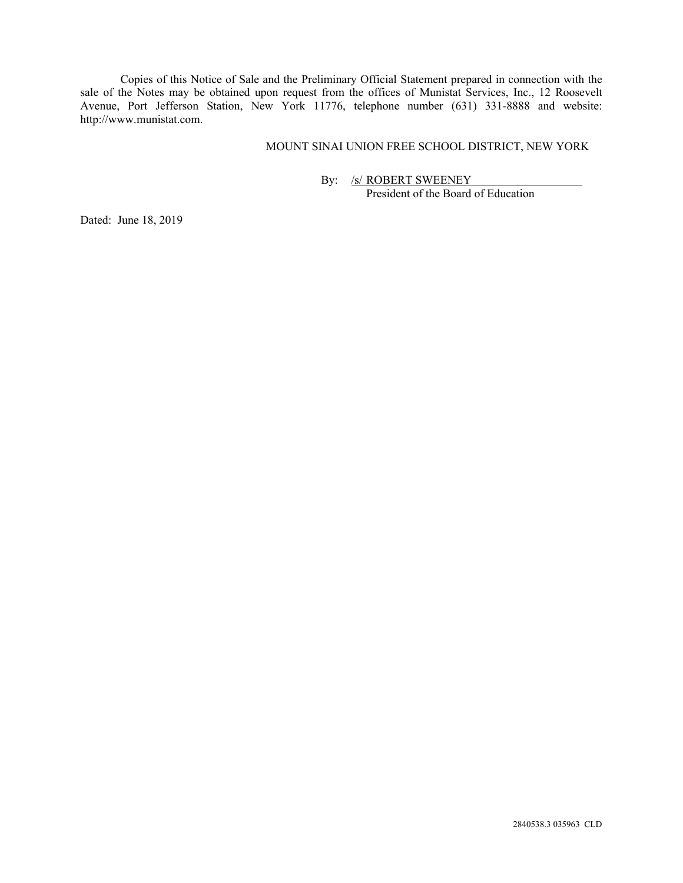Copies of this Notice of Sale and the Preliminary Official Statement prepared in connection with the sale of the Notes may be obtained upon request from the offices of Munistat Services, Inc., 12 Roosevelt Avenue, Port Jefferson Station, New York 11776, telephone number (631) 331-8888 and website: http://www.munistat.com.

MOUNT SINAI UNION FREE SCHOOL DISTRICT, NEW YORK

By: /s/ ROBERT SWEENEY
President of the Board of Education

Dated: June 18, 2019

2840538.3 035963 CLD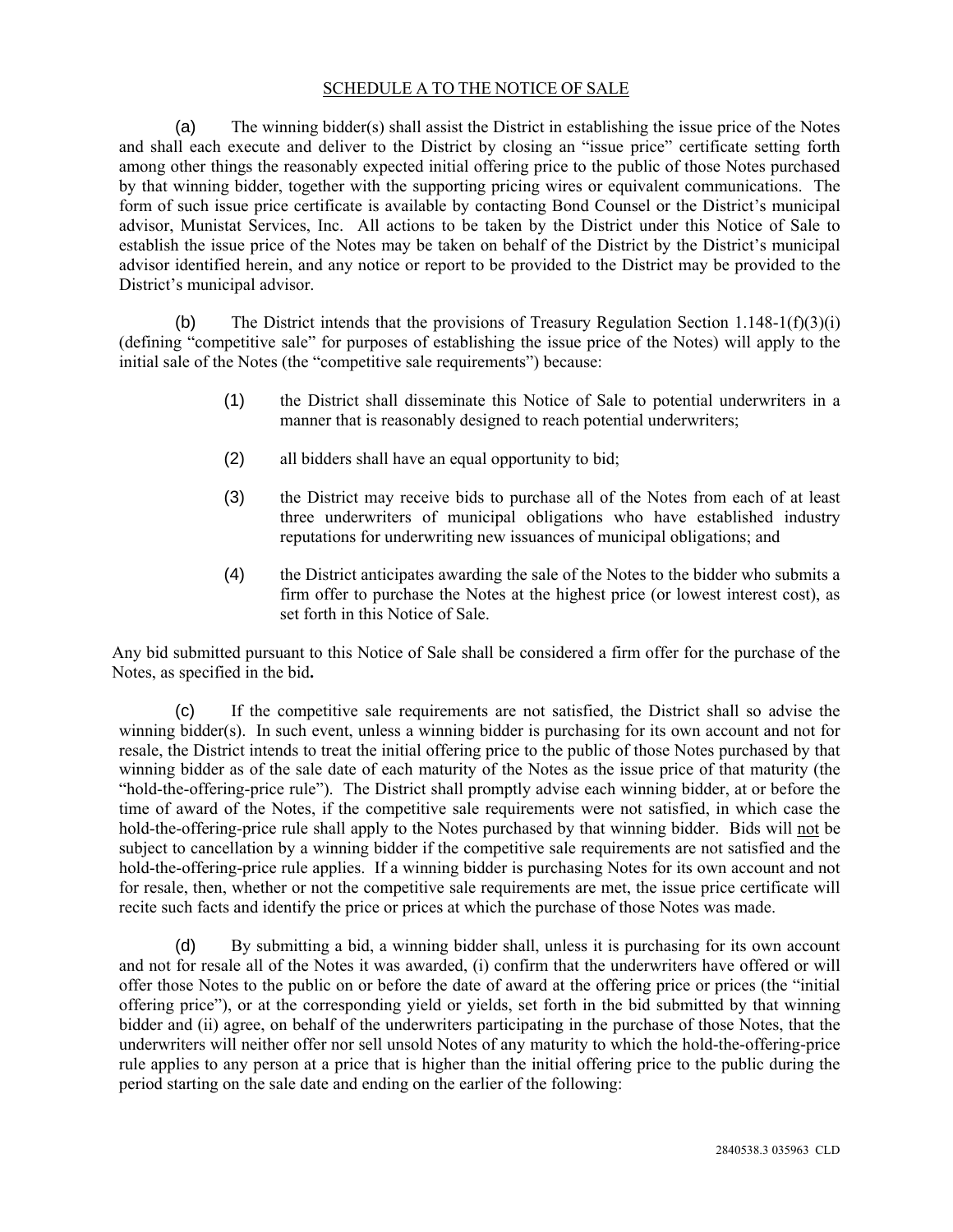## SCHEDULE A TO THE NOTICE OF SALE

(a) The winning bidder(s) shall assist the District in establishing the issue price of the Notes and shall each execute and deliver to the District by closing an "issue price" certificate setting forth among other things the reasonably expected initial offering price to the public of those Notes purchased by that winning bidder, together with the supporting pricing wires or equivalent communications. The form of such issue price certificate is available by contacting Bond Counsel or the District's municipal advisor, Munistat Services, Inc. All actions to be taken by the District under this Notice of Sale to establish the issue price of the Notes may be taken on behalf of the District by the District's municipal advisor identified herein, and any notice or report to be provided to the District may be provided to the District's municipal advisor.

(b) The District intends that the provisions of Treasury Regulation Section 1.148-1(f)(3)(i) (defining "competitive sale" for purposes of establishing the issue price of the Notes) will apply to the initial sale of the Notes (the "competitive sale requirements") because:

(1) the District shall disseminate this Notice of Sale to potential underwriters in a manner that is reasonably designed to reach potential underwriters;

(2) all bidders shall have an equal opportunity to bid;

(3) the District may receive bids to purchase all of the Notes from each of at least three underwriters of municipal obligations who have established industry reputations for underwriting new issuances of municipal obligations; and

(4) the District anticipates awarding the sale of the Notes to the bidder who submits a firm offer to purchase the Notes at the highest price (or lowest interest cost), as set forth in this Notice of Sale.

Any bid submitted pursuant to this Notice of Sale shall be considered a firm offer for the purchase of the Notes, as specified in the bid.

(c) If the competitive sale requirements are not satisfied, the District shall so advise the winning bidder(s). In such event, unless a winning bidder is purchasing for its own account and not for resale, the District intends to treat the initial offering price to the public of those Notes purchased by that winning bidder as of the sale date of each maturity of the Notes as the issue price of that maturity (the "hold-the-offering-price rule"). The District shall promptly advise each winning bidder, at or before the time of award of the Notes, if the competitive sale requirements were not satisfied, in which case the hold-the-offering-price rule shall apply to the Notes purchased by that winning bidder. Bids will not be subject to cancellation by a winning bidder if the competitive sale requirements are not satisfied and the hold-the-offering-price rule applies. If a winning bidder is purchasing Notes for its own account and not for resale, then, whether or not the competitive sale requirements are met, the issue price certificate will recite such facts and identify the price or prices at which the purchase of those Notes was made.

(d) By submitting a bid, a winning bidder shall, unless it is purchasing for its own account and not for resale all of the Notes it was awarded, (i) confirm that the underwriters have offered or will offer those Notes to the public on or before the date of award at the offering price or prices (the "initial offering price"), or at the corresponding yield or yields, set forth in the bid submitted by that winning bidder and (ii) agree, on behalf of the underwriters participating in the purchase of those Notes, that the underwriters will neither offer nor sell unsold Notes of any maturity to which the hold-the-offering-price rule applies to any person at a price that is higher than the initial offering price to the public during the period starting on the sale date and ending on the earlier of the following: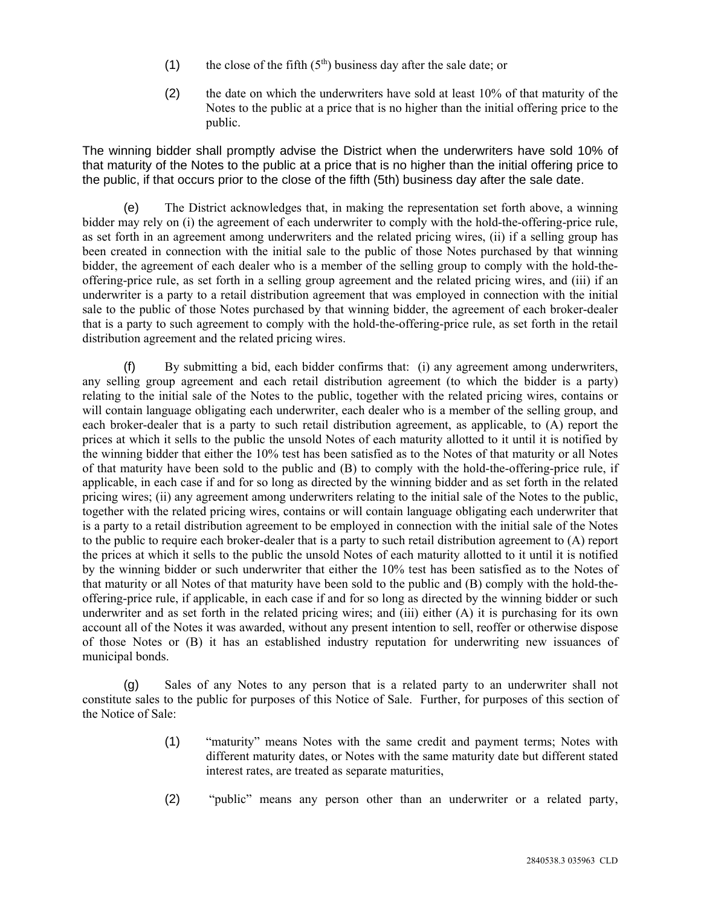(1) the close of the fifth (5[th]) business day after the sale date; or

(2) the date on which the underwriters have sold at least 10% of that maturity of the Notes to the public at a price that is no higher than the initial offering price to the public.

The winning bidder shall promptly advise the District when the underwriters have sold 10% of that maturity of the Notes to the public at a price that is no higher than the initial offering price to the public, if that occurs prior to the close of the fifth (5th) business day after the sale date.

(e) The District acknowledges that, in making the representation set forth above, a winning bidder may rely on (i) the agreement of each underwriter to comply with the hold-the-offering-price rule, as set forth in an agreement among underwriters and the related pricing wires, (ii) if a selling group has been created in connection with the initial sale to the public of those Notes purchased by that winning bidder, the agreement of each dealer who is a member of the selling group to comply with the hold-the-offering-price rule, as set forth in a selling group agreement and the related pricing wires, and (iii) if an underwriter is a party to a retail distribution agreement that was employed in connection with the initial sale to the public of those Notes purchased by that winning bidder, the agreement of each broker-dealer that is a party to such agreement to comply with the hold-the-offering-price rule, as set forth in the retail distribution agreement and the related pricing wires.

(f) By submitting a bid, each bidder confirms that: (i) any agreement among underwriters, any selling group agreement and each retail distribution agreement (to which the bidder is a party) relating to the initial sale of the Notes to the public, together with the related pricing wires, contains or will contain language obligating each underwriter, each dealer who is a member of the selling group, and each broker-dealer that is a party to such retail distribution agreement, as applicable, to (A) report the prices at which it sells to the public the unsold Notes of each maturity allotted to it until it is notified by the winning bidder that either the 10% test has been satisfied as to the Notes of that maturity or all Notes of that maturity have been sold to the public and (B) to comply with the hold-the-offering-price rule, if applicable, in each case if and for so long as directed by the winning bidder and as set forth in the related pricing wires; (ii) any agreement among underwriters relating to the initial sale of the Notes to the public, together with the related pricing wires, contains or will contain language obligating each underwriter that is a party to a retail distribution agreement to be employed in connection with the initial sale of the Notes to the public to require each broker-dealer that is a party to such retail distribution agreement to (A) report the prices at which it sells to the public the unsold Notes of each maturity allotted to it until it is notified by the winning bidder or such underwriter that either the 10% test has been satisfied as to the Notes of that maturity or all Notes of that maturity have been sold to the public and (B) comply with the hold-the-offering-price rule, if applicable, in each case if and for so long as directed by the winning bidder or such underwriter and as set forth in the related pricing wires; and (iii) either (A) it is purchasing for its own account all of the Notes it was awarded, without any present intention to sell, reoffer or otherwise dispose of those Notes or (B) it has an established industry reputation for underwriting new issuances of municipal bonds.

(g) Sales of any Notes to any person that is a related party to an underwriter shall not constitute sales to the public for purposes of this Notice of Sale. Further, for purposes of this section of the Notice of Sale:

(1) "maturity" means Notes with the same credit and payment terms; Notes with different maturity dates, or Notes with the same maturity date but different stated interest rates, are treated as separate maturities,

(2) "public" means any person other than an underwriter or a related party,

2840538.3 035963 CLD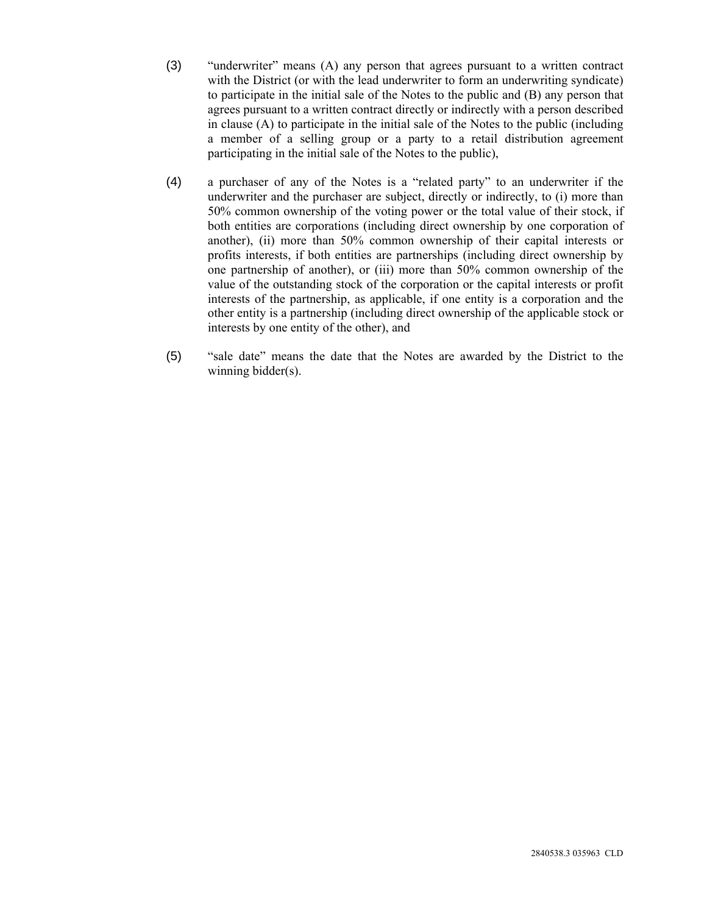(3) "underwriter" means (A) any person that agrees pursuant to a written contract with the District (or with the lead underwriter to form an underwriting syndicate) to participate in the initial sale of the Notes to the public and (B) any person that agrees pursuant to a written contract directly or indirectly with a person described in clause (A) to participate in the initial sale of the Notes to the public (including a member of a selling group or a party to a retail distribution agreement participating in the initial sale of the Notes to the public),

(4) a purchaser of any of the Notes is a "related party" to an underwriter if the underwriter and the purchaser are subject, directly or indirectly, to (i) more than 50% common ownership of the voting power or the total value of their stock, if both entities are corporations (including direct ownership by one corporation of another), (ii) more than 50% common ownership of their capital interests or profits interests, if both entities are partnerships (including direct ownership by one partnership of another), or (iii) more than 50% common ownership of the value of the outstanding stock of the corporation or the capital interests or profit interests of the partnership, as applicable, if one entity is a corporation and the other entity is a partnership (including direct ownership of the applicable stock or interests by one entity of the other), and

(5) "sale date" means the date that the Notes are awarded by the District to the winning bidder(s).

2840538.3 035963 CLD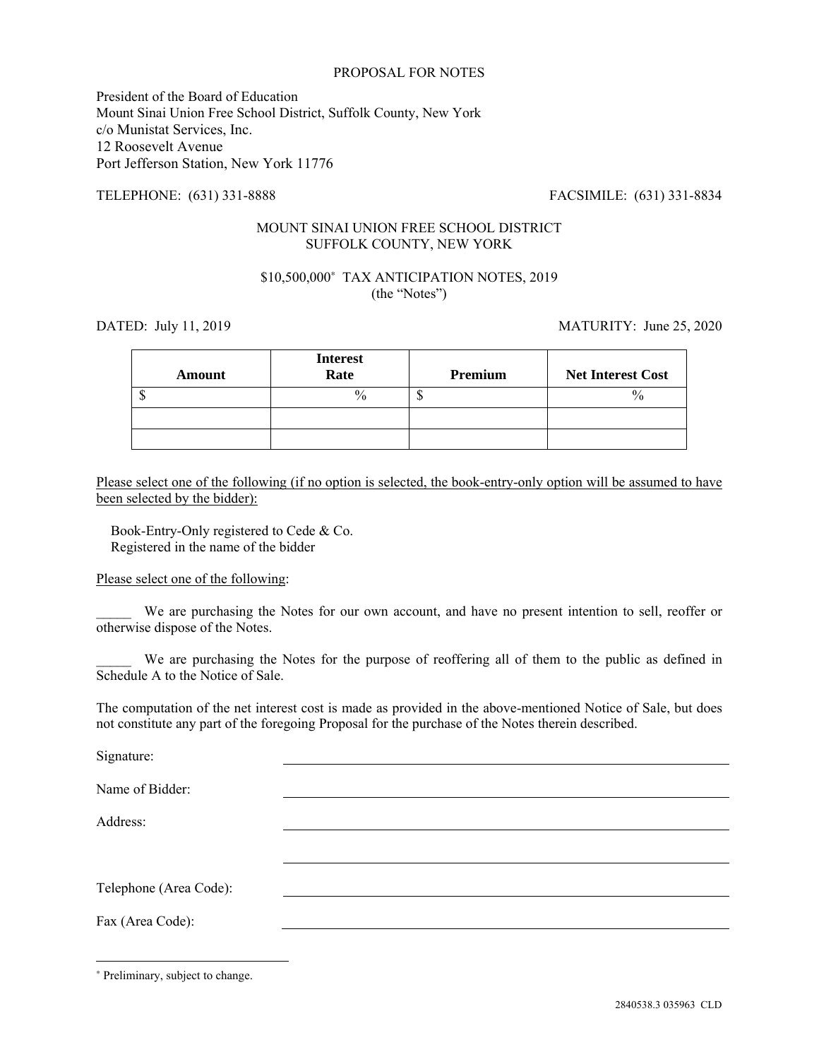PROPOSAL FOR NOTES

President of the Board of Education
Mount Sinai Union Free School District, Suffolk County, New York
c/o Munistat Services, Inc.
12 Roosevelt Avenue
Port Jefferson Station, New York 11776

TELEPHONE: (631) 331-8888 FACSIMILE: (631) 331-8834

MOUNT SINAI UNION FREE SCHOOL DISTRICT
SUFFOLK COUNTY, NEW YORK

$10,500,000* TAX ANTICIPATION NOTES, 2019
(the "Notes")

DATED: July 11, 2019 MATURITY: June 25, 2020

| Amount | Interest Rate | Premium | Net Interest Cost |
|---|---|---|---|
| $ | % | $ | % |
| | | | |
| | | | |

Please select one of the following (if no option is selected, the book-entry-only option will be assumed to have been selected by the bidder):

Book-Entry-Only registered to Cede & Co.
Registered in the name of the bidder

Please select one of the following:

_____ We are purchasing the Notes for our own account, and have no present intention to sell, reoffer or otherwise dispose of the Notes.

_____ We are purchasing the Notes for the purpose of reoffering all of them to the public as defined in Schedule A to the Notice of Sale.

The computation of the net interest cost is made as provided in the above-mentioned Notice of Sale, but does not constitute any part of the foregoing Proposal for the purchase of the Notes therein described.

Signature: ______________________________

Name of Bidder: ______________________________

Address: ______________________________

______________________________

Telephone (Area Code): ______________________________

Fax (Area Code): ______________________________

* Preliminary, subject to change.

2840538.3 035963 CLD